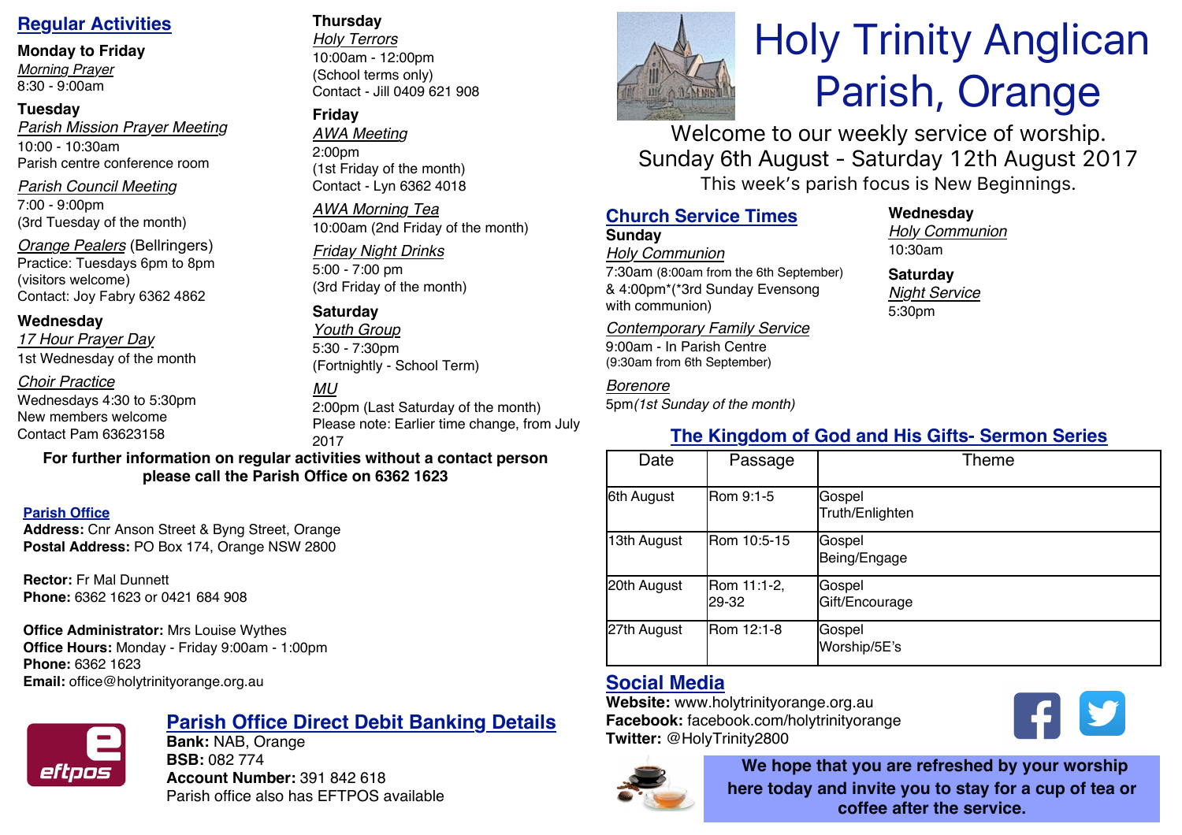# Holy Trinity Anglican Parish, Orange

Welcome to our weekly service of worship.
Sunday 6th August - Saturday 12th August 2017
This week's parish focus is New Beginnings.

## Regular Activities

### Monday to Friday

*Morning Prayer*
8:30 - 9:00am

### Tuesday

*Parish Mission Prayer Meeting*
10:00 - 10:30am
Parish centre conference room

*Parish Council Meeting*
7:00 - 9:00pm
(3rd Tuesday of the month)

*Orange Pealers* (Bellringers)
Practice: Tuesdays 6pm to 8pm
(visitors welcome)
Contact: Joy Fabry 6362 4862

### Wednesday

*17 Hour Prayer Day*
1st Wednesday of the month

*Choir Practice*
Wednesdays 4:30 to 5:30pm
New members welcome
Contact Pam 63623158

### Thursday

*Holy Terrors*
10:00am - 12:00pm
(School terms only)
Contact - Jill 0409 621 908

### Friday

*AWA Meeting*
2:00pm
(1st Friday of the month)
Contact - Lyn 6362 4018

*AWA Morning Tea*
10:00am (2nd Friday of the month)

*Friday Night Drinks*
5:00 - 7:00 pm
(3rd Friday of the month)

### Saturday

*Youth Group*
5:30 - 7:30pm
(Fortnightly - School Term)

*MU*
2:00pm (Last Saturday of the month)
Please note: Earlier time change, from July 2017

**For further information on regular activities without a contact person please call the Parish Office on 6362 1623**

## Parish Office

**Address:** Cnr Anson Street & Byng Street, Orange
**Postal Address:** PO Box 174, Orange NSW 2800

**Rector:** Fr Mal Dunnett
**Phone:** 6362 1623 or 0421 684 908

**Office Administrator:** Mrs Louise Wythes
**Office Hours:** Monday - Friday 9:00am - 1:00pm
**Phone:** 6362 1623
**Email:** office@holytrinityorange.org.au

## Parish Office Direct Debit Banking Details

**Bank:** NAB, Orange
**BSB:** 082 774
**Account Number:** 391 842 618
Parish office also has EFTPOS available

## Church Service Times

### Sunday

*Holy Communion*
7:30am (8:00am from the 6th September) & 4:00pm*(*3rd Sunday Evensong with communion)

*Contemporary Family Service*
9:00am - In Parish Centre
(9:30am from 6th September)

*Borenore*
5pm*(1st Sunday of the month)*

### Wednesday

*Holy Communion*
10:30am

### Saturday

*Night Service*
5:30pm

## The Kingdom of God and His Gifts- Sermon Series

| Date | Passage | Theme |
|---|---|---|
| 6th August | Rom 9:1-5 | Gospel Truth/Enlighten |
| 13th August | Rom 10:5-15 | Gospel Being/Engage |
| 20th August | Rom 11:1-2, 29-32 | Gospel Gift/Encourage |
| 27th August | Rom 12:1-8 | Gospel Worship/5E's |

## Social Media

**Website:** www.holytrinityorange.org.au
**Facebook:** facebook.com/holytrinityorange
**Twitter:** @HolyTrinity2800

**We hope that you are refreshed by your worship here today and invite you to stay for a cup of tea or coffee after the service.**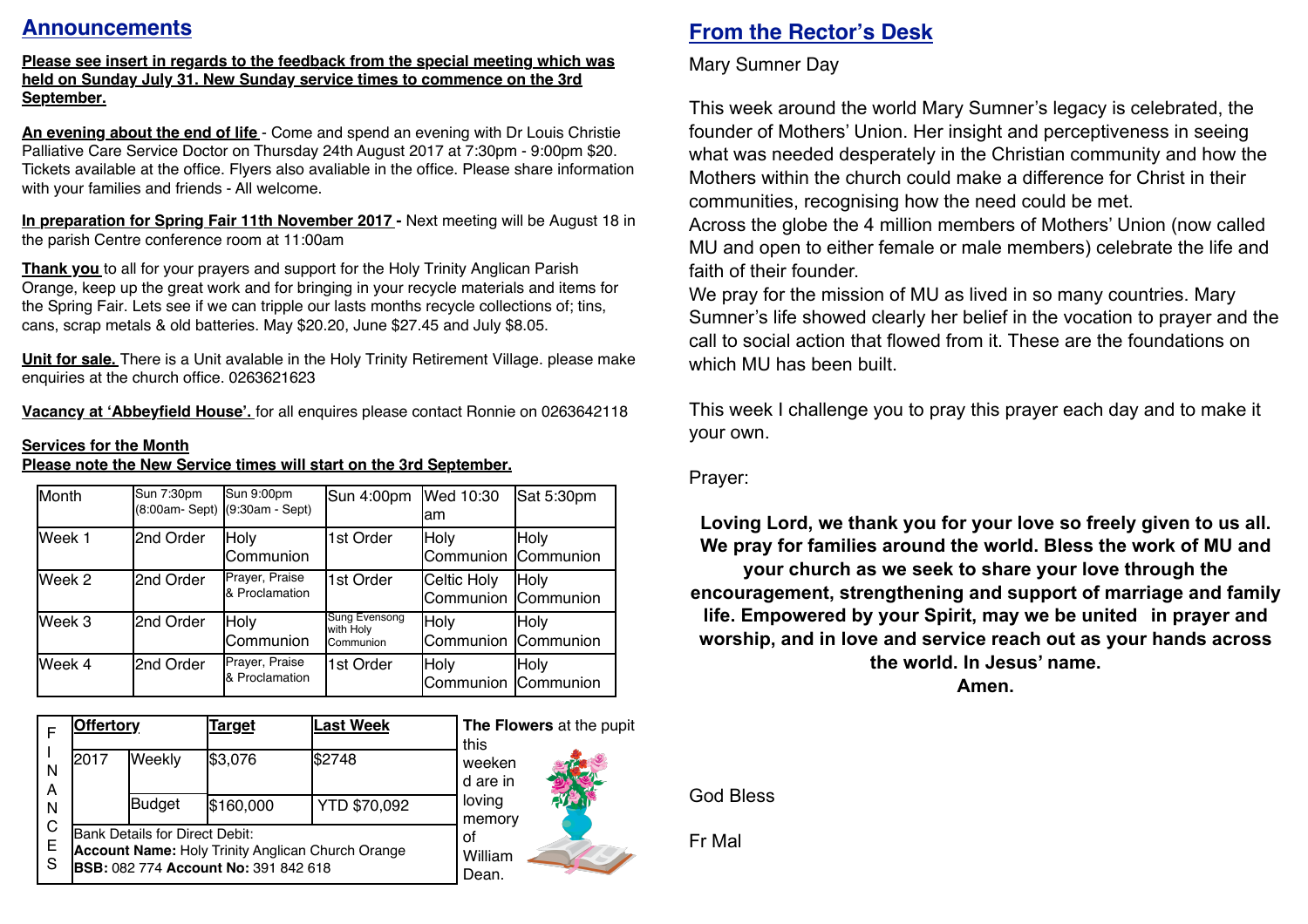## Announcements

**Please see insert in regards to the feedback from the special meeting which was held on Sunday July 31. New Sunday service times to commence on the 3rd September.**

**An evening about the end of life** - Come and spend an evening with Dr Louis Christie Palliative Care Service Doctor on Thursday 24th August 2017 at 7:30pm - 9:00pm $20. Tickets available at the office. Flyers also avaliable in the office. Please share information with your families and friends - All welcome.

**In preparation for Spring Fair 11th November 2017 -** Next meeting will be August 18 in the parish Centre conference room at 11:00am

**Thank you** to all for your prayers and support for the Holy Trinity Anglican Parish Orange, keep up the great work and for bringing in your recycle materials and items for the Spring Fair. Lets see if we can tripple our lasts months recycle collections of; tins, cans, scrap metals & old batteries. May $20.20, June $27.45 and July $8.05.

**Unit for sale.** There is a Unit avalable in the Holy Trinity Retirement Village. please make enquiries at the church office. 0263621623

**Vacancy at 'Abbeyfield House'.** for all enquires please contact Ronnie on 0263642118

**Services for the Month**
**Please note the New Service times will start on the 3rd September.**

| Month | Sun 7:30pm (8:00am- Sept) | Sun 9:00pm (9:30am - Sept) | Sun 4:00pm | Wed 10:30 am | Sat 5:30pm |
|---|---|---|---|---|---|
| Week 1 | 2nd Order | Holy Communion | 1st Order | Holy Communion | Holy Communion |
| Week 2 | 2nd Order | Prayer, Praise & Proclamation | 1st Order | Celtic Holy Communion | Holy Communion |
| Week 3 | 2nd Order | Holy Communion | Sung Evensong with Holy Communion | Holy Communion | Holy Communion |
| Week 4 | 2nd Order | Prayer, Praise & Proclamation | 1st Order | Holy Communion | Holy Communion |

**FINANCES**

| Offertory | | Target | Last Week |
|---|---|---|---|
| 2017 | Weekly | $3,076 | $2748 |
| | Budget | $160,000 | YTD $70,092 |

Bank Details for Direct Debit:
**Account Name:** Holy Trinity Anglican Church Orange
**BSB:** 082 774 **Account No:** 391 842 618

**The Flowers** at the pupit this weekend are in loving memory of William Dean.

## From the Rector's Desk

Mary Sumner Day

This week around the world Mary Sumner's legacy is celebrated, the founder of Mothers' Union. Her insight and perceptiveness in seeing what was needed desperately in the Christian community and how the Mothers within the church could make a difference for Christ in their communities, recognising how the need could be met.
Across the globe the 4 million members of Mothers' Union (now called MU and open to either female or male members) celebrate the life and faith of their founder.
We pray for the mission of MU as lived in so many countries. Mary Sumner's life showed clearly her belief in the vocation to prayer and the call to social action that flowed from it. These are the foundations on which MU has been built.

This week I challenge you to pray this prayer each day and to make it your own.

Prayer:

**Loving Lord, we thank you for your love so freely given to us all. We pray for families around the world. Bless the work of MU and your church as we seek to share your love through the encouragement, strengthening and support of marriage and family life. Empowered by your Spirit, may we be united in prayer and worship, and in love and service reach out as your hands across the world. In Jesus' name.**
**Amen.**

God Bless

Fr Mal